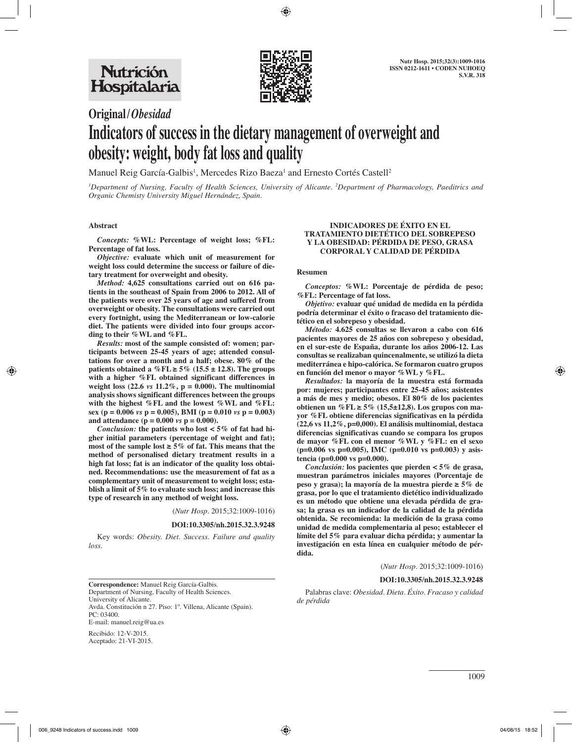**Original/*Obesidad***

# Indicators of success in the dietary management of overweight and obesity: weight, body fat loss and quality

Manuel Reig García-Galbis[1], Mercedes Rizo Baeza[1] and Ernesto Cortés Castell[2]

*[1]Department of Nursing, Faculty of Health Sciences, University of Alicante. [2]Department of Pharmacology, Paeditrics and Organic Chemisty University Miguel Hernández, Spain.*

## Abstract

***Concepts:* %WL: Percentage of weight loss; %FL: Percentage of fat loss.**

***Objective:* evaluate which unit of measurement for weight loss could determine the success or failure of dietary treatment for overweight and obesity.**

***Method:* 4,625 consultations carried out on 616 patients in the southeast of Spain from 2006 to 2012. All of the patients were over 25 years of age and suffered from overweight or obesity. The consultations were carried out every fortnight, using the Mediterranean or low-calorie diet. The patients were divided into four groups according to their %WL and %FL.**

***Results:* most of the sample consisted of: women; participants between 25-45 years of age; attended consultations for over a month and a half; obese. 80% of the patients obtained a %FL ≥ 5% (15.5 ± 12.8). The groups with a higher %FL obtained significant differences in weight loss (22.6 *vs* 11.2%, p = 0.000). The multinomial analysis shows significant differences between the groups with the highest %FL and the lowest %WL and %FL: sex (p = 0.006 *vs* p = 0.005), BMI (p = 0.010 *vs* p = 0.003) and attendance (p = 0.000 *vs* p = 0.000).**

***Conclusion:* the patients who lost < 5% of fat had higher initial parameters (percentage of weight and fat); most of the sample lost ≥ 5% of fat. This means that the method of personalised dietary treatment results in a high fat loss; fat is an indicator of the quality loss obtained. Recommendations: use the measurement of fat as a complementary unit of measurement to weight loss; establish a limit of 5% to evaluate such loss; and increase this type of research in any method of weight loss.**

(*Nutr Hosp*. 2015;32:1009-1016)

**DOI:10.3305/nh.2015.32.3.9248**

Key words: *Obesity. Diet. Success. Failure and quality loss.*

## INDICADORES DE ÉXITO EN EL TRATAMIENTO DIETÉTICO DEL SOBREPESO Y LA OBESIDAD: PÉRDIDA DE PESO, GRASA CORPORAL Y CALIDAD DE PÉRDIDA

### Resumen

***Conceptos:* %WL: Porcentaje de pérdida de peso; %FL: Percentage of fat loss.**

***Objetivo:* evaluar qué unidad de medida en la pérdida podría determinar el éxito o fracaso del tratamiento dietético en el sobrepeso y obesidad.**

***Método:* 4.625 consultas se llevaron a cabo con 616 pacientes mayores de 25 años con sobrepeso y obesidad, en el sur-este de España, durante los años 2006-12. Las consultas se realizaban quincenalmente, se utilizó la dieta mediterránea e hipo-calórica. Se formaron cuatro grupos en función del menor o mayor %WL y %FL.**

***Resultados:* la mayoría de la muestra está formada por: mujeres; participantes entre 25-45 años; asistentes a más de mes y medio; obesos. El 80% de los pacientes obtienen un %FL ≥ 5% (15,5±12,8). Los grupos con mayor %FL obtiene diferencias significativas en la pérdida (22,6 vs 11,2%, p=0,000). El análisis multinomial, destaca diferencias significativas cuando se compara los grupos de mayor %FL con el menor %WL y %FL: en el sexo (p=0.006 vs p=0.005), IMC (p=0.010 vs p=0.003) y asistencia (p=0.000 vs p=0.000).**

***Conclusión:* los pacientes que pierden < 5% de grasa, muestran parámetros iniciales mayores (Porcentaje de peso y grasa); la mayoría de la muestra pierde ≥ 5% de grasa, por lo que el tratamiento dietético individualizado es un método que obtiene una elevada pérdida de grasa; la grasa es un indicador de la calidad de la pérdida obtenida. Se recomienda: la medición de la grasa como unidad de medida complementaria al peso; establecer el límite del 5% para evaluar dicha pérdida; y aumentar la investigación en esta línea en cualquier método de pérdida.**

(*Nutr Hosp*. 2015;32:1009-1016)

**DOI:10.3305/nh.2015.32.3.9248**

Palabras clave: *Obesidad. Dieta. Éxito. Fracaso y calidad de pérdida*

---

**Correspondence:** Manuel Reig García-Galbis.
Department of Nursing, Faculty of Health Sciences.
University of Alicante.
Avda. Constitución n 27. Piso: 1º. Villena, Alicante (Spain).
PC: 03400.
E-mail: manuel.reig@ua.es

Recibido: 12-V-2015.
Aceptado: 21-VI-2015.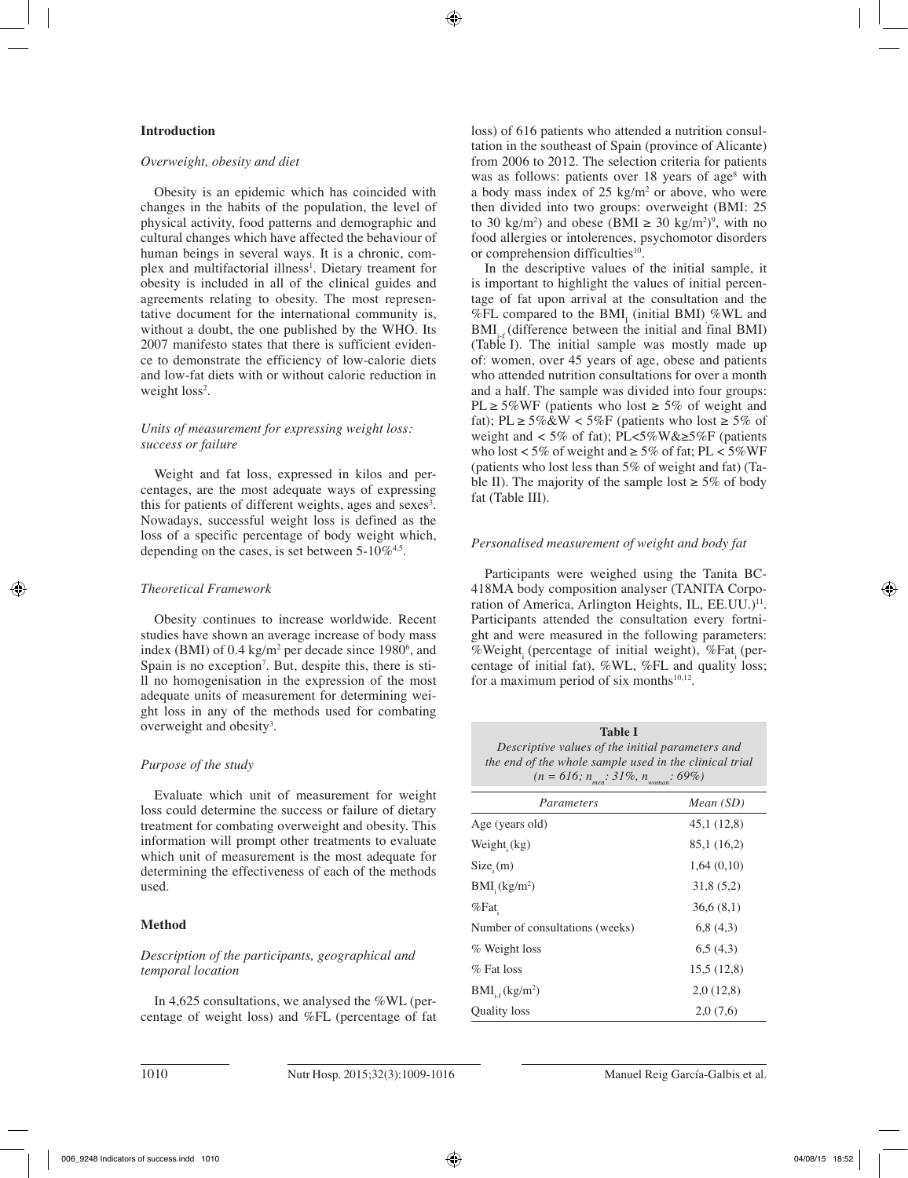## Introduction

### *Overweight, obesity and diet*

Obesity is an epidemic which has coincided with changes in the habits of the population, the level of physical activity, food patterns and demographic and cultural changes which have affected the behaviour of human beings in several ways. It is a chronic, complex and multifactorial illness[1]. Dietary treament for obesity is included in all of the clinical guides and agreements relating to obesity. The most representative document for the international community is, without a doubt, the one published by the WHO. Its 2007 manifesto states that there is sufficient evidence to demonstrate the efficiency of low-calorie diets and low-fat diets with or without calorie reduction in weight loss[2].

### *Units of measurement for expressing weight loss: success or failure*

Weight and fat loss, expressed in kilos and percentages, are the most adequate ways of expressing this for patients of different weights, ages and sexes[3]. Nowadays, successful weight loss is defined as the loss of a specific percentage of body weight which, depending on the cases, is set between 5-10%[4,5].

### *Theoretical Framework*

Obesity continues to increase worldwide. Recent studies have shown an average increase of body mass index (BMI) of 0.4 kg/m$^2$ per decade since 1980[6], and Spain is no exception[7]. But, despite this, there is still no homogenisation in the expression of the most adequate units of measurement for determining weight loss in any of the methods used for combating overweight and obesity[3].

### *Purpose of the study*

Evaluate which unit of measurement for weight loss could determine the success or failure of dietary treatment for combating overweight and obesity. This information will prompt other treatments to evaluate which unit of measurement is the most adequate for determining the effectiveness of each of the methods used.

## Method

### *Description of the participants, geographical and temporal location*

In 4,625 consultations, we analysed the %WL (percentage of weight loss) and %FL (percentage of fat loss) of 616 patients who attended a nutrition consultation in the southeast of Spain (province of Alicante) from 2006 to 2012. The selection criteria for patients was as follows: patients over 18 years of age[8] with a body mass index of 25 kg/m$^2$ or above, who were then divided into two groups: overweight (BMI: 25 to 30 kg/m$^2$) and obese (BMI ≥ 30 kg/m$^2$)[9], with no food allergies or intolerences, psychomotor disorders or comprehension difficulties[10].

In the descriptive values of the initial sample, it is important to highlight the values of initial percentage of fat upon arrival at the consultation and the %FL compared to the $BMI_I$ (initial BMI) %WL and $BMI_{i-f}$ (difference between the initial and final BMI) (Table I). The initial sample was mostly made up of: women, over 45 years of age, obese and patients who attended nutrition consultations for over a month and a half. The sample was divided into four groups: PL ≥ 5%WF (patients who lost ≥ 5% of weight and fat); PL ≥ 5%&W < 5%F (patients who lost ≥ 5% of weight and < 5% of fat); PL<5%W&≥5%F (patients who lost < 5% of weight and ≥ 5% of fat; PL < 5%WF (patients who lost less than 5% of weight and fat) (Table II). The majority of the sample lost ≥ 5% of body fat (Table III).

### *Personalised measurement of weight and body fat*

Participants were weighed using the Tanita BC-418MA body composition analyser (TANITA Corporation of America, Arlington Heights, IL, EE.UU.)[11]. Participants attended the consultation every fortnight and were measured in the following parameters: $\%Weight_i$ (percentage of initial weight), $\%Fat_i$ (percentage of initial fat), %WL, %FL and quality loss; for a maximum period of six months[10,12].

**Table I**
*Descriptive values of the initial parameters and the end of the whole sample used in the clinical trial ($n = 616$; $n_{men}$: 31%, $n_{woman}$: 69%)*

| *Parameters* | *Mean (SD)* |
|---|---|
| Age (years old) | 45,1 (12,8) |
| $Weight_i$ (kg) | 85,1 (16,2) |
| $Size_i$ (m) | 1,64 (0,10) |
| $BMI_i$ (kg/m$^2$) | 31,8 (5,2) |
| $\%Fat_i$ | 36,6 (8,1) |
| Number of consultations (weeks) | 6,8 (4,3) |
| % Weight loss | 6,5 (4,3) |
| % Fat loss | 15,5 (12,8) |
| $BMI_{i-f}$ (kg/m$^2$) | 2,0 (12,8) |
| Quality loss | 2,0 (7,6) |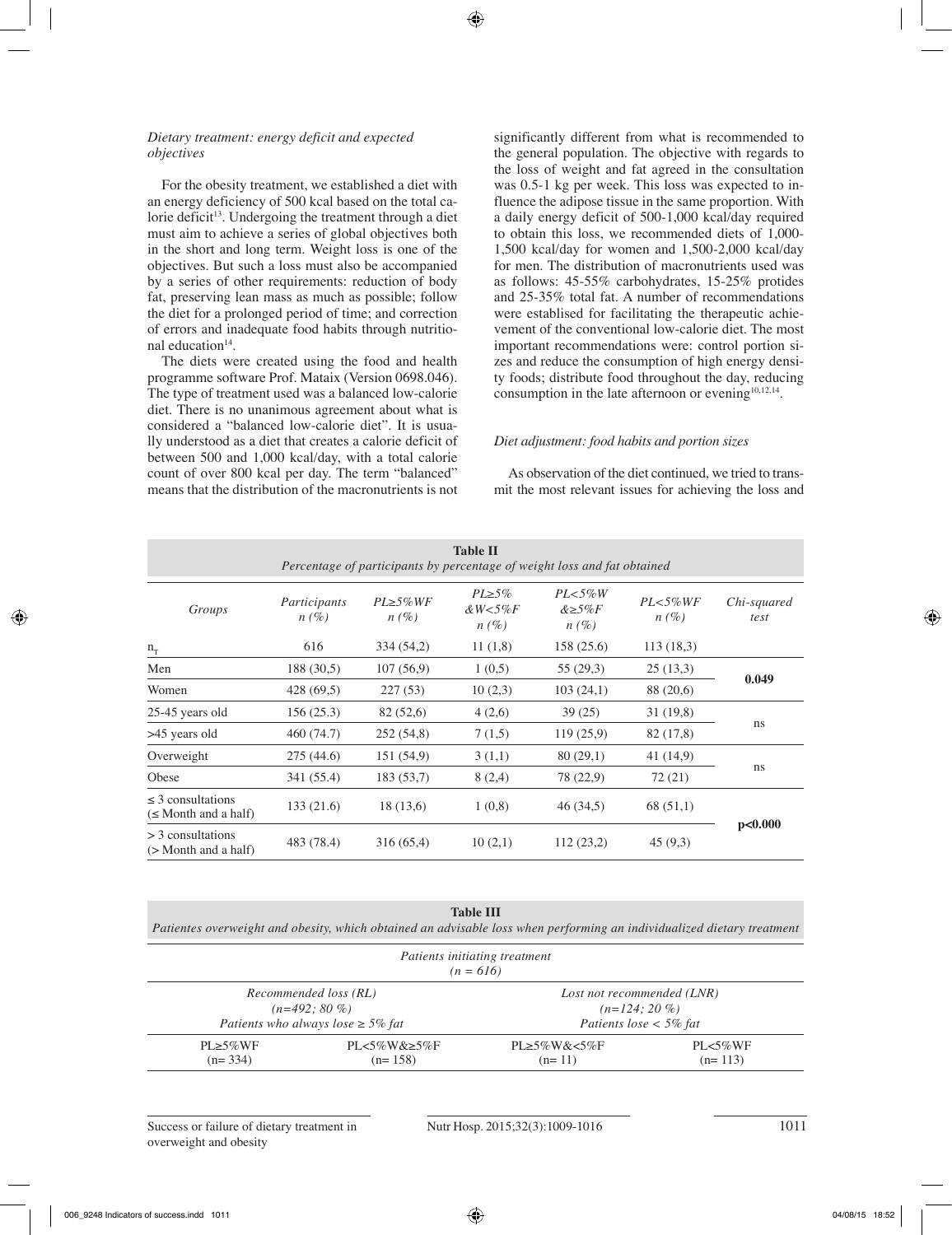*Dietary treatment: energy deficit and expected objectives*

For the obesity treatment, we established a diet with an energy deficiency of 500 kcal based on the total calorie deficit[13]. Undergoing the treatment through a diet must aim to achieve a series of global objectives both in the short and long term. Weight loss is one of the objectives. But such a loss must also be accompanied by a series of other requirements: reduction of body fat, preserving lean mass as much as possible; follow the diet for a prolonged period of time; and correction of errors and inadequate food habits through nutritional education[14].

The diets were created using the food and health programme software Prof. Mataix (Version 0698.046). The type of treatment used was a balanced low-calorie diet. There is no unanimous agreement about what is considered a "balanced low-calorie diet". It is usually understood as a diet that creates a calorie deficit of between 500 and 1,000 kcal/day, with a total calorie count of over 800 kcal per day. The term "balanced" means that the distribution of the macronutrients is not significantly different from what is recommended to the general population. The objective with regards to the loss of weight and fat agreed in the consultation was 0.5-1 kg per week. This loss was expected to influence the adipose tissue in the same proportion. With a daily energy deficit of 500-1,000 kcal/day required to obtain this loss, we recommended diets of 1,000-1,500 kcal/day for women and 1,500-2,000 kcal/day for men. The distribution of macronutrients used was as follows: 45-55% carbohydrates, 15-25% protides and 25-35% total fat. A number of recommendations were establised for facilitating the therapeutic achievement of the conventional low-calorie diet. The most important recommendations were: control portion sizes and reduce the consumption of high energy density foods; distribute food throughout the day, reducing consumption in the late afternoon or evening[10,12,14].

*Diet adjustment: food habits and portion sizes*

As observation of the diet continued, we tried to transmit the most relevant issues for achieving the loss and

**Table II**
*Percentage of participants by percentage of weight loss and fat obtained*

| *Groups* | *Participants n (%)* | *PL≥5%WF n (%)* | *PL≥5% &W<5%F n (%)* | *PL<5%W &≥5%F n (%)* | *PL<5%WF n (%)* | *Chi-squared test* |
|---|---|---|---|---|---|---|
| $n_T$ | 616 | 334 (54,2) | 11 (1,8) | 158 (25.6) | 113 (18,3) | |
| Men | 188 (30,5) | 107 (56,9) | 1 (0,5) | 55 (29,3) | 25 (13,3) | **0.049** |
| Women | 428 (69,5) | 227 (53) | 10 (2,3) | 103 (24,1) | 88 (20,6) | |
| 25-45 years old | 156 (25.3) | 82 (52,6) | 4 (2,6) | 39 (25) | 31 (19,8) | ns |
| >45 years old | 460 (74.7) | 252 (54,8) | 7 (1,5) | 119 (25,9) | 82 (17,8) | |
| Overweight | 275 (44.6) | 151 (54,9) | 3 (1,1) | 80 (29,1) | 41 (14,9) | ns |
| Obese | 341 (55.4) | 183 (53,7) | 8 (2,4) | 78 (22,9) | 72 (21) | |
| ≤ 3 consultations (≤ Month and a half) | 133 (21.6) | 18 (13,6) | 1 (0,8) | 46 (34,5) | 68 (51,1) | **p<0.000** |
| > 3 consultations (> Month and a half) | 483 (78.4) | 316 (65,4) | 10 (2,1) | 112 (23,2) | 45 (9,3) | |

**Table III**
*Patientes overweight and obesity, which obtained an advisable loss when performing an individualized dietary treatment*

| *Patients initiating treatment (n = 616)* | | | |
|---|---|---|---|
| *Recommended loss (RL) (n=492; 80 %) Patients who always lose ≥ 5% fat* | | *Lost not recommended (LNR) (n=124; 20 %) Patients lose < 5% fat* | |
| PL≥5%WF (n= 334) | PL<5%W&≥5%F (n= 158) | PL≥5%W&<5%F (n= 11) | PL<5%WF (n= 113) |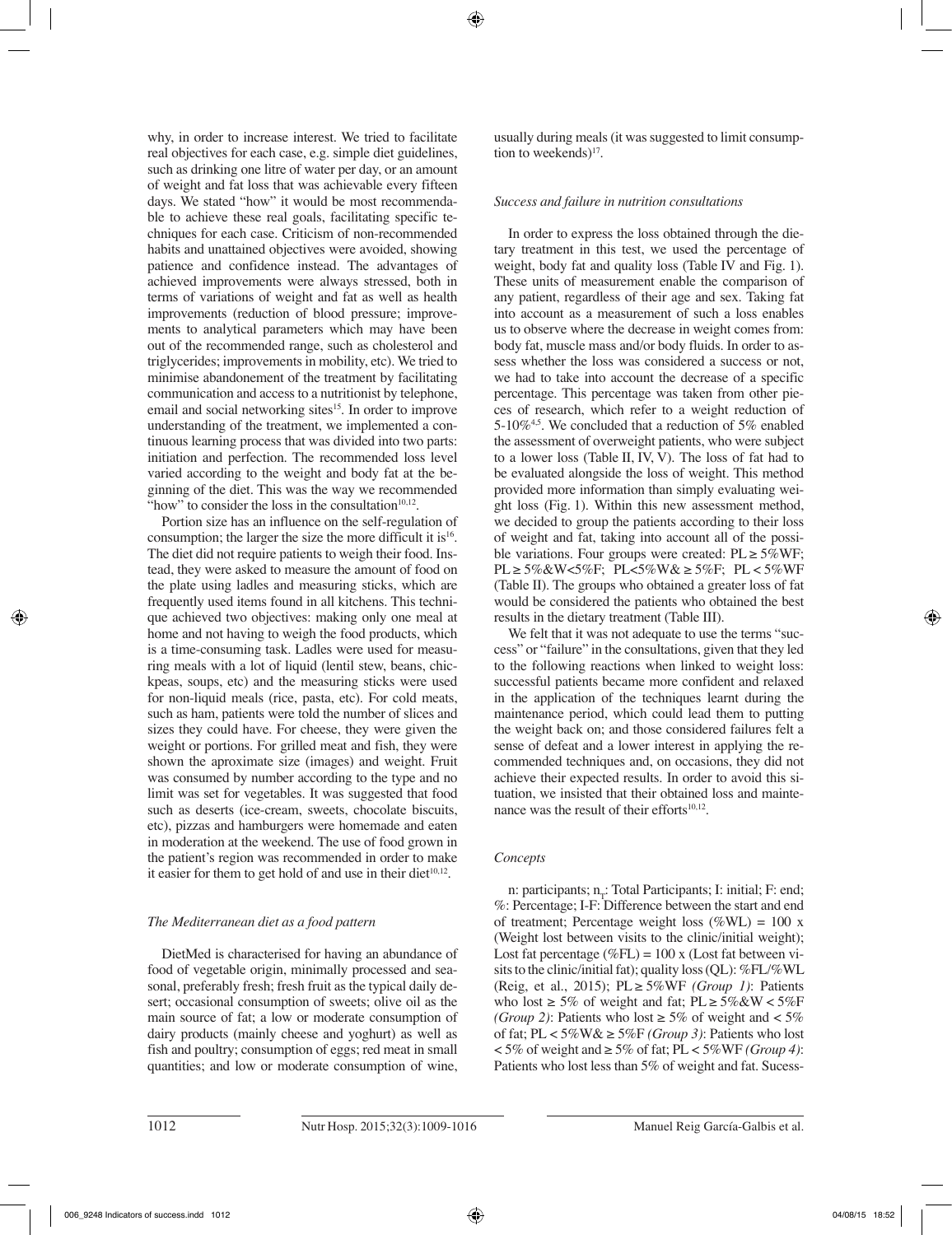why, in order to increase interest. We tried to facilitate real objectives for each case, e.g. simple diet guidelines, such as drinking one litre of water per day, or an amount of weight and fat loss that was achievable every fifteen days. We stated "how" it would be most recommendable to achieve these real goals, facilitating specific techniques for each case. Criticism of non-recommended habits and unattained objectives were avoided, showing patience and confidence instead. The advantages of achieved improvements were always stressed, both in terms of variations of weight and fat as well as health improvements (reduction of blood pressure; improvements to analytical parameters which may have been out of the recommended range, such as cholesterol and triglycerides; improvements in mobility, etc). We tried to minimise abandonement of the treatment by facilitating communication and access to a nutritionist by telephone, email and social networking sites[15]. In order to improve understanding of the treatment, we implemented a continuous learning process that was divided into two parts: initiation and perfection. The recommended loss level varied according to the weight and body fat at the beginning of the diet. This was the way we recommended "how" to consider the loss in the consultation[10,12].

Portion size has an influence on the self-regulation of consumption; the larger the size the more difficult it is[16]. The diet did not require patients to weigh their food. Instead, they were asked to measure the amount of food on the plate using ladles and measuring sticks, which are frequently used items found in all kitchens. This technique achieved two objectives: making only one meal at home and not having to weigh the food products, which is a time-consuming task. Ladles were used for measuring meals with a lot of liquid (lentil stew, beans, chickpeas, soups, etc) and the measuring sticks were used for non-liquid meals (rice, pasta, etc). For cold meats, such as ham, patients were told the number of slices and sizes they could have. For cheese, they were given the weight or portions. For grilled meat and fish, they were shown the aproximate size (images) and weight. Fruit was consumed by number according to the type and no limit was set for vegetables. It was suggested that food such as deserts (ice-cream, sweets, chocolate biscuits, etc), pizzas and hamburgers were homemade and eaten in moderation at the weekend. The use of food grown in the patient's region was recommended in order to make it easier for them to get hold of and use in their diet[10,12].

### *The Mediterranean diet as a food pattern*

DietMed is characterised for having an abundance of food of vegetable origin, minimally processed and seasonal, preferably fresh; fresh fruit as the typical daily desert; occasional consumption of sweets; olive oil as the main source of fat; a low or moderate consumption of dairy products (mainly cheese and yoghurt) as well as fish and poultry; consumption of eggs; red meat in small quantities; and low or moderate consumption of wine, usually during meals (it was suggested to limit consumption to weekends)[17].

### *Success and failure in nutrition consultations*

In order to express the loss obtained through the dietary treatment in this test, we used the percentage of weight, body fat and quality loss (Table IV and Fig. 1). These units of measurement enable the comparison of any patient, regardless of their age and sex. Taking fat into account as a measurement of such a loss enables us to observe where the decrease in weight comes from: body fat, muscle mass and/or body fluids. In order to assess whether the loss was considered a success or not, we had to take into account the decrease of a specific percentage. This percentage was taken from other pieces of research, which refer to a weight reduction of 5-10%[4,5]. We concluded that a reduction of 5% enabled the assessment of overweight patients, who were subject to a lower loss (Table II, IV, V). The loss of fat had to be evaluated alongside the loss of weight. This method provided more information than simply evaluating weight loss (Fig. 1). Within this new assessment method, we decided to group the patients according to their loss of weight and fat, taking into account all of the possible variations. Four groups were created: PL ≥ 5%WF; PL ≥ 5%&W<5%F; PL<5%W& ≥ 5%F; PL < 5%WF (Table II). The groups who obtained a greater loss of fat would be considered the patients who obtained the best results in the dietary treatment (Table III).

We felt that it was not adequate to use the terms "success" or "failure" in the consultations, given that they led to the following reactions when linked to weight loss: successful patients became more confident and relaxed in the application of the techniques learnt during the maintenance period, which could lead them to putting the weight back on; and those considered failures felt a sense of defeat and a lower interest in applying the recommended techniques and, on occasions, they did not achieve their expected results. In order to avoid this situation, we insisted that their obtained loss and maintenance was the result of their efforts[10,12].

### *Concepts*

n: participants; $n_T$: Total Participants; I: initial; F: end; %: Percentage; I-F: Difference between the start and end of treatment; Percentage weight loss (%WL) = 100 x (Weight lost between visits to the clinic/initial weight); Lost fat percentage (%FL) = 100 x (Lost fat between visits to the clinic/initial fat); quality loss (QL): %FL/%WL (Reig, et al., 2015); PL ≥ 5%WF *(Group 1)*: Patients who lost ≥ 5% of weight and fat; PL ≥ 5%&W < 5%F *(Group 2)*: Patients who lost ≥ 5% of weight and < 5% of fat; PL < 5%W& ≥ 5%F *(Group 3)*: Patients who lost < 5% of weight and ≥ 5% of fat; PL < 5%WF *(Group 4)*: Patients who lost less than 5% of weight and fat. Sucess-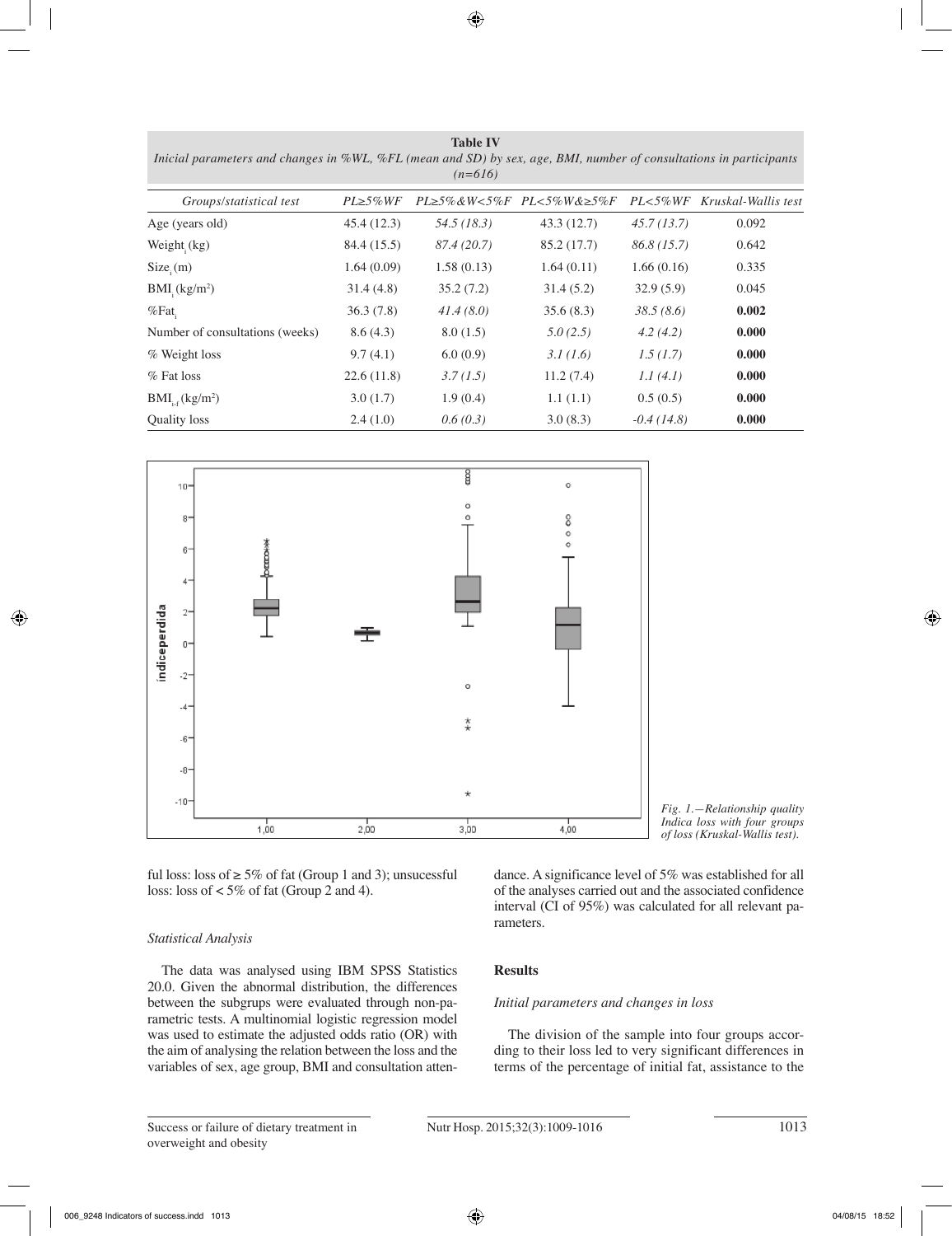**Table IV**
*Inicial parameters and changes in %WL, %FL (mean and SD) by sex, age, BMI, number of consultations in participants (n=616)*

| Groups/statistical test | PL≥5%WF | PL≥5%&W<5%F | PL<5%W&≥5%F | PL<5%WF | Kruskal-Wallis test |
|---|---|---|---|---|---|
| Age (years old) | 45.4 (12.3) | *54.5 (18.3)* | 43.3 (12.7) | *45.7 (13.7)* | 0.092 |
| $Weight_i$ (kg) | 84.4 (15.5) | *87.4 (20.7)* | 85.2 (17.7) | *86.8 (15.7)* | 0.642 |
| $Size_i$ (m) | 1.64 (0.09) | 1.58 (0.13) | 1.64 (0.11) | 1.66 (0.16) | 0.335 |
| $BMI_i$ (kg/m$^2$) | 31.4 (4.8) | 35.2 (7.2) | 31.4 (5.2) | 32.9 (5.9) | 0.045 |
| $\%Fat_i$ | 36.3 (7.8) | *41.4 (8.0)* | 35.6 (8.3) | *38.5 (8.6)* | **0.002** |
| Number of consultations (weeks) | 8.6 (4.3) | 8.0 (1.5) | *5.0 (2.5)* | *4.2 (4.2)* | **0.000** |
| % Weight loss | 9.7 (4.1) | 6.0 (0.9) | *3.1 (1.6)* | *1.5 (1.7)* | **0.000** |
| % Fat loss | 22.6 (11.8) | *3.7 (1.5)* | 11.2 (7.4) | *1.1 (4.1)* | **0.000** |
| $BMI_{i-f}$ (kg/m$^2$) | 3.0 (1.7) | 1.9 (0.4) | 1.1 (1.1) | 0.5 (0.5) | **0.000** |
| Quality loss | 2.4 (1.0) | *0.6 (0.3)* | 3.0 (8.3) | *-0.4 (14.8)* | **0.000** |

*Fig. 1.—Relationship quality Indica loss with four groups of loss (Kruskal-Wallis test).*

ful loss: loss of ≥ 5% of fat (Group 1 and 3); unsucessful loss: loss of < 5% of fat (Group 2 and 4).

### *Statistical Analysis*

The data was analysed using IBM SPSS Statistics 20.0. Given the abnormal distribution, the differences between the subgrups were evaluated through non-parametric tests. A multinomial logistic regression model was used to estimate the adjusted odds ratio (OR) with the aim of analysing the relation between the loss and the variables of sex, age group, BMI and consultation attendance. A significance level of 5% was established for all of the analyses carried out and the associated confidence interval (CI of 95%) was calculated for all relevant parameters.

## **Results**

### *Initial parameters and changes in loss*

The division of the sample into four groups according to their loss led to very significant differences in terms of the percentage of initial fat, assistance to the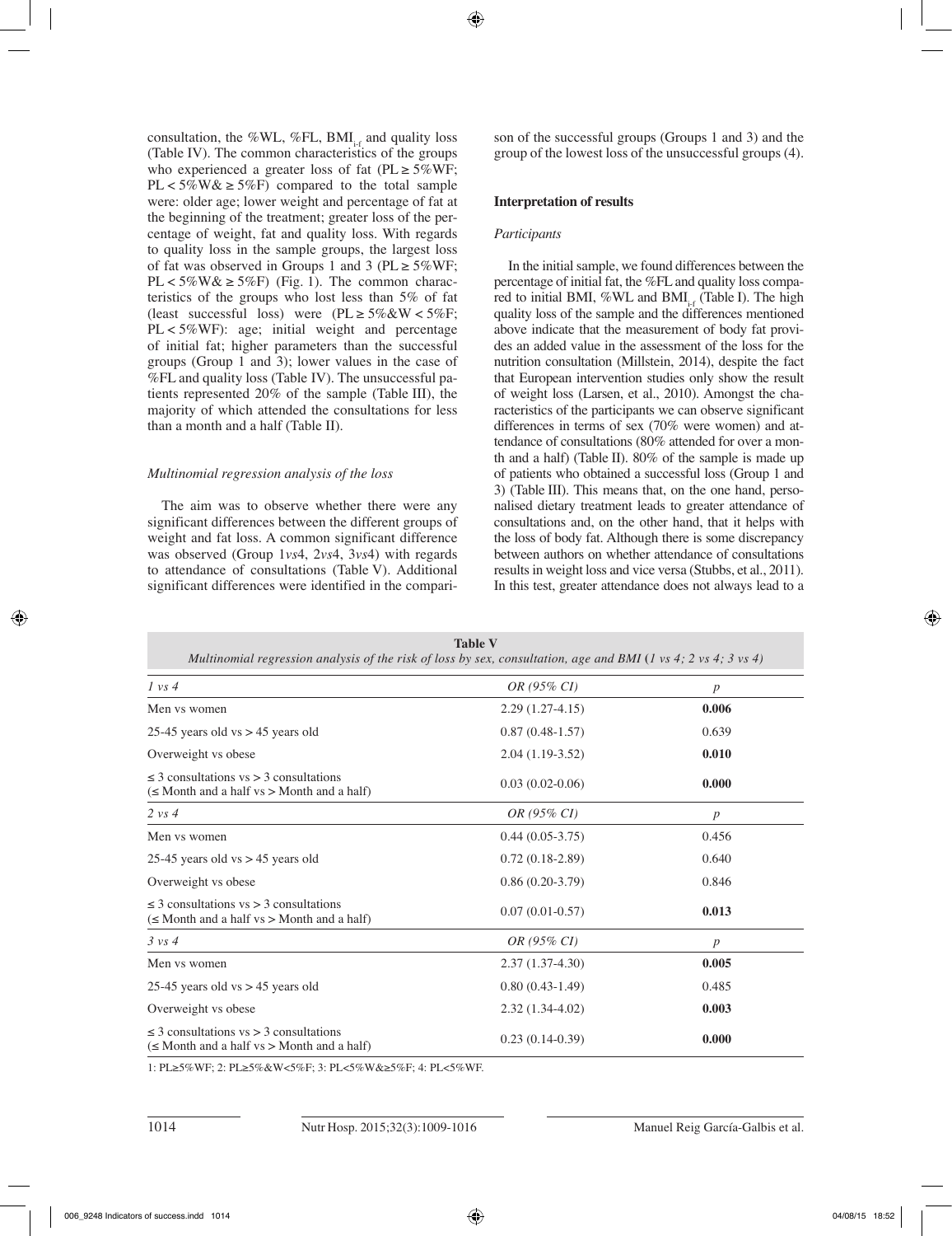consultation, the %WL, %FL, $BMI_{i-f}$ and quality loss (Table IV). The common characteristics of the groups who experienced a greater loss of fat (PL ≥ 5%WF; PL < 5%W& ≥ 5%F) compared to the total sample were: older age; lower weight and percentage of fat at the beginning of the treatment; greater loss of the percentage of weight, fat and quality loss. With regards to quality loss in the sample groups, the largest loss of fat was observed in Groups 1 and 3 (PL ≥ 5%WF; PL < 5%W& ≥ 5%F) (Fig. 1). The common characteristics of the groups who lost less than 5% of fat (least successful loss) were (PL ≥ 5%&W < 5%F; PL < 5%WF): age; initial weight and percentage of initial fat; higher parameters than the successful groups (Group 1 and 3); lower values in the case of %FL and quality loss (Table IV). The unsuccessful patients represented 20% of the sample (Table III), the majority of which attended the consultations for less than a month and a half (Table II).

### *Multinomial regression analysis of the loss*

The aim was to observe whether there were any significant differences between the different groups of weight and fat loss. A common significant difference was observed (Group 1*vs*4, 2*vs*4, 3*vs*4) with regards to attendance of consultations (Table V). Additional significant differences were identified in the comparison of the successful groups (Groups 1 and 3) and the group of the lowest loss of the unsuccessful groups (4).

## **Interpretation of results**

### *Participants*

In the initial sample, we found differences between the percentage of initial fat, the %FL and quality loss compared to initial BMI, %WL and $BMI_{i-f}$ (Table I). The high quality loss of the sample and the differences mentioned above indicate that the measurement of body fat provides an added value in the assessment of the loss for the nutrition consultation (Millstein, 2014), despite the fact that European intervention studies only show the result of weight loss (Larsen, et al., 2010). Amongst the characteristics of the participants we can observe significant differences in terms of sex (70% were women) and attendance of consultations (80% attended for over a month and a half) (Table II). 80% of the sample is made up of patients who obtained a successful loss (Group 1 and 3) (Table III). This means that, on the one hand, personalised dietary treatment leads to greater attendance of consultations and, on the other hand, that it helps with the loss of body fat. Although there is some discrepancy between authors on whether attendance of consultations results in weight loss and vice versa (Stubbs, et al., 2011). In this test, greater attendance does not always lead to a

**Table V**
*Multinomial regression analysis of the risk of loss by sex, consultation, age and BMI (1 vs 4; 2 vs 4; 3 vs 4)*

| *1 vs 4* | *OR (95% CI)* | *p* |
|---|---|---|
| Men vs women | 2.29 (1.27-4.15) | **0.006** |
| 25-45 years old vs > 45 years old | 0.87 (0.48-1.57) | 0.639 |
| Overweight vs obese | 2.04 (1.19-3.52) | **0.010** |
| ≤ 3 consultations vs > 3 consultations (≤ Month and a half vs > Month and a half) | 0.03 (0.02-0.06) | **0.000** |
| *2 vs 4* | *OR (95% CI)* | *p* |
| Men vs women | 0.44 (0.05-3.75) | 0.456 |
| 25-45 years old vs > 45 years old | 0.72 (0.18-2.89) | 0.640 |
| Overweight vs obese | 0.86 (0.20-3.79) | 0.846 |
| ≤ 3 consultations vs > 3 consultations (≤ Month and a half vs > Month and a half) | 0.07 (0.01-0.57) | **0.013** |
| *3 vs 4* | *OR (95% CI)* | *p* |
| Men vs women | 2.37 (1.37-4.30) | **0.005** |
| 25-45 years old vs > 45 years old | 0.80 (0.43-1.49) | 0.485 |
| Overweight vs obese | 2.32 (1.34-4.02) | **0.003** |
| ≤ 3 consultations vs > 3 consultations (≤ Month and a half vs > Month and a half) | 0.23 (0.14-0.39) | **0.000** |

1: PL≥5%WF; 2: PL≥5%&W<5%F; 3: PL<5%W&≥5%F; 4: PL<5%WF.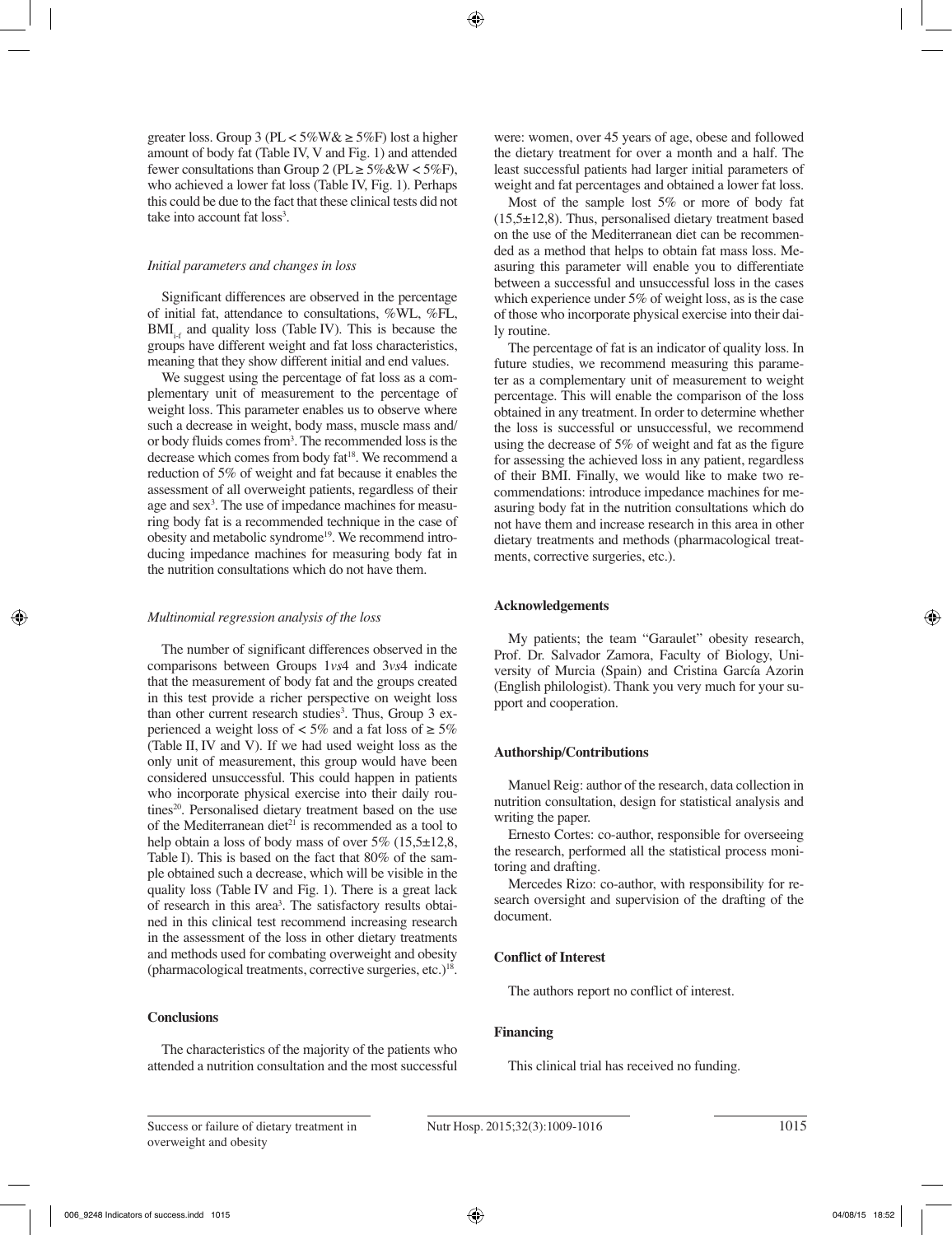greater loss. Group 3 (PL < 5%W& ≥ 5%F) lost a higher amount of body fat (Table IV, V and Fig. 1) and attended fewer consultations than Group 2 (PL ≥ 5%&W < 5%F), who achieved a lower fat loss (Table IV, Fig. 1). Perhaps this could be due to the fact that these clinical tests did not take into account fat loss[3].

### *Initial parameters and changes in loss*

Significant differences are observed in the percentage of initial fat, attendance to consultations, %WL, %FL, $BMI_{i-f}$ and quality loss (Table IV). This is because the groups have different weight and fat loss characteristics, meaning that they show different initial and end values.

We suggest using the percentage of fat loss as a complementary unit of measurement to the percentage of weight loss. This parameter enables us to observe where such a decrease in weight, body mass, muscle mass and/or body fluids comes from[3]. The recommended loss is the decrease which comes from body fat[18]. We recommend a reduction of 5% of weight and fat because it enables the assessment of all overweight patients, regardless of their age and sex[3]. The use of impedance machines for measuring body fat is a recommended technique in the case of obesity and metabolic syndrome[19]. We recommend introducing impedance machines for measuring body fat in the nutrition consultations which do not have them.

### *Multinomial regression analysis of the loss*

The number of significant differences observed in the comparisons between Groups 1*vs*4 and 3*vs*4 indicate that the measurement of body fat and the groups created in this test provide a richer perspective on weight loss than other current research studies[3]. Thus, Group 3 experienced a weight loss of < 5% and a fat loss of ≥ 5% (Table II, IV and V). If we had used weight loss as the only unit of measurement, this group would have been considered unsuccessful. This could happen in patients who incorporate physical exercise into their daily routines[20]. Personalised dietary treatment based on the use of the Mediterranean diet[21] is recommended as a tool to help obtain a loss of body mass of over 5% (15,5±12,8, Table I). This is based on the fact that 80% of the sample obtained such a decrease, which will be visible in the quality loss (Table IV and Fig. 1). There is a great lack of research in this area[3]. The satisfactory results obtained in this clinical test recommend increasing research in the assessment of the loss in other dietary treatments and methods used for combating overweight and obesity (pharmacological treatments, corrective surgeries, etc.)[18].

## Conclusions

The characteristics of the majority of the patients who attended a nutrition consultation and the most successful were: women, over 45 years of age, obese and followed the dietary treatment for over a month and a half. The least successful patients had larger initial parameters of weight and fat percentages and obtained a lower fat loss.

Most of the sample lost 5% or more of body fat (15,5±12,8). Thus, personalised dietary treatment based on the use of the Mediterranean diet can be recommended as a method that helps to obtain fat mass loss. Measuring this parameter will enable you to differentiate between a successful and unsuccessful loss in the cases which experience under 5% of weight loss, as is the case of those who incorporate physical exercise into their daily routine.

The percentage of fat is an indicator of quality loss. In future studies, we recommend measuring this parameter as a complementary unit of measurement to weight percentage. This will enable the comparison of the loss obtained in any treatment. In order to determine whether the loss is successful or unsuccessful, we recommend using the decrease of 5% of weight and fat as the figure for assessing the achieved loss in any patient, regardless of their BMI. Finally, we would like to make two recommendations: introduce impedance machines for measuring body fat in the nutrition consultations which do not have them and increase research in this area in other dietary treatments and methods (pharmacological treatments, corrective surgeries, etc.).

## Acknowledgements

My patients; the team "Garaulet" obesity research, Prof. Dr. Salvador Zamora, Faculty of Biology, University of Murcia (Spain) and Cristina García Azorin (English philologist). Thank you very much for your support and cooperation.

## Authorship/Contributions

Manuel Reig: author of the research, data collection in nutrition consultation, design for statistical analysis and writing the paper.

Ernesto Cortes: co-author, responsible for overseeing the research, performed all the statistical process monitoring and drafting.

Mercedes Rizo: co-author, with responsibility for research oversight and supervision of the drafting of the document.

## Conflict of Interest

The authors report no conflict of interest.

## Financing

This clinical trial has received no funding.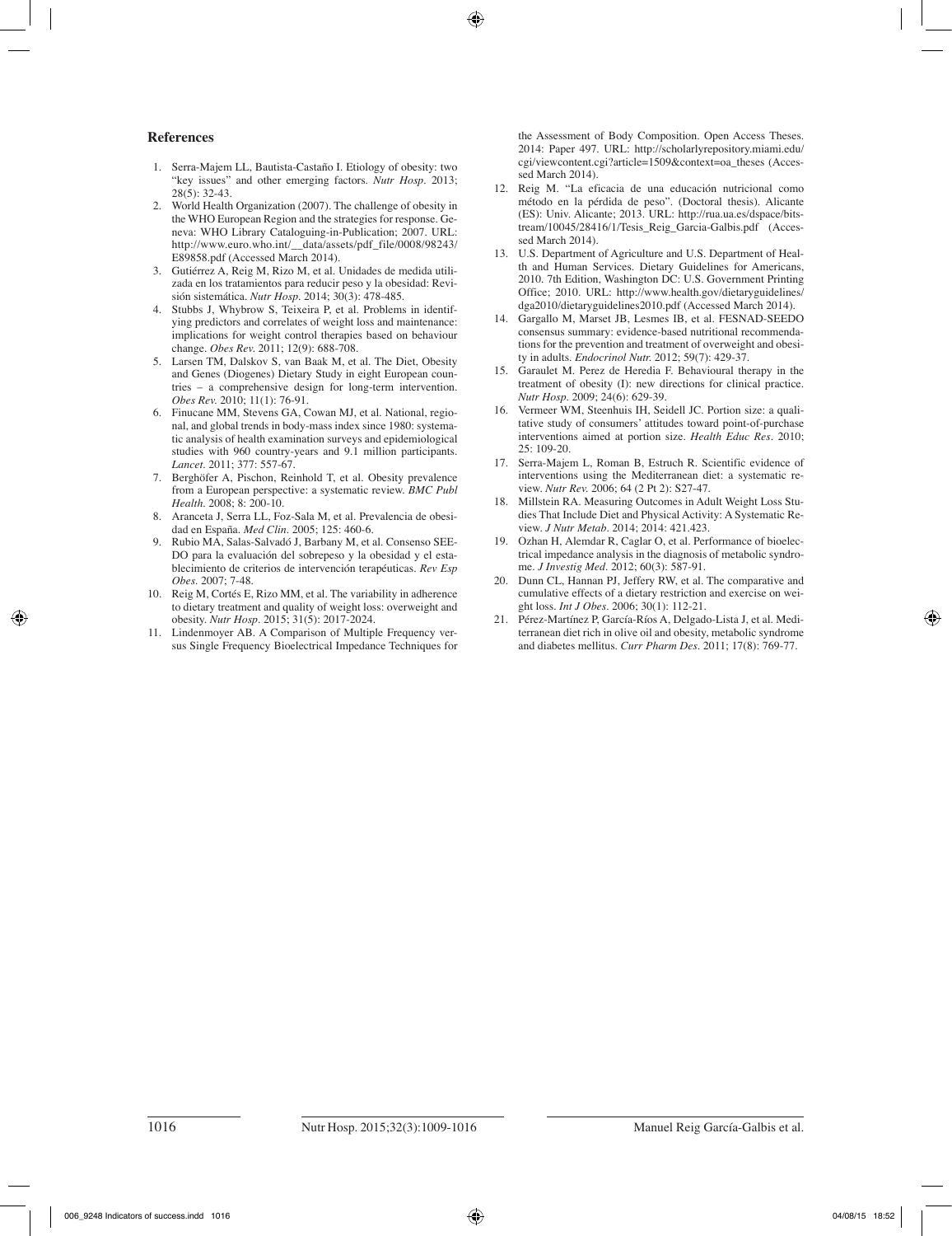## References

1. Serra-Majem LL, Bautista-Castaño I. Etiology of obesity: two "key issues" and other emerging factors. *Nutr Hosp*. 2013; 28(5): 32-43.
2. World Health Organization (2007). The challenge of obesity in the WHO European Region and the strategies for response. Geneva: WHO Library Cataloguing-in-Publication; 2007. URL: http://www.euro.who.int/__data/assets/pdf_file/0008/98243/E89858.pdf (Accessed March 2014).
3. Gutiérrez A, Reig M, Rizo M, et al. Unidades de medida utilizada en los tratamientos para reducir peso y la obesidad: Revisión sistemática. *Nutr Hosp*. 2014; 30(3): 478-485.
4. Stubbs J, Whybrow S, Teixeira P, et al. Problems in identifying predictors and correlates of weight loss and maintenance: implications for weight control therapies based on behaviour change. *Obes Rev*. 2011; 12(9): 688-708.
5. Larsen TM, Dalskov S, van Baak M, et al. The Diet, Obesity and Genes (Diogenes) Dietary Study in eight European countries – a comprehensive design for long-term intervention. *Obes Rev*. 2010; 11(1): 76-91.
6. Finucane MM, Stevens GA, Cowan MJ, et al. National, regional, and global trends in body-mass index since 1980: systematic analysis of health examination surveys and epidemiological studies with 960 country-years and 9.1 million participants. *Lancet*. 2011; 377: 557-67.
7. Berghöfer A, Pischon, Reinhold T, et al. Obesity prevalence from a European perspective: a systematic review. *BMC Publ Health*. 2008; 8: 200-10.
8. Aranceta J, Serra LL, Foz-Sala M, et al. Prevalencia de obesidad en España. *Med Clin*. 2005; 125: 460-6.
9. Rubio MA, Salas-Salvadó J, Barbany M, et al. Consenso SEEDO para la evaluación del sobrepeso y la obesidad y el establecimiento de criterios de intervención terapéuticas. *Rev Esp Obes*. 2007; 7-48.
10. Reig M, Cortés E, Rizo MM, et al. The variability in adherence to dietary treatment and quality of weight loss: overweight and obesity. *Nutr Hosp*. 2015; 31(5): 2017-2024.
11. Lindenmoyer AB. A Comparison of Multiple Frequency versus Single Frequency Bioelectrical Impedance Techniques for the Assessment of Body Composition. Open Access Theses. 2014: Paper 497. URL: http://scholarlyrepository.miami.edu/cgi/viewcontent.cgi?article=1509&context=oa_theses (Accessed March 2014).
12. Reig M. "La eficacia de una educación nutricional como método en la pérdida de peso". (Doctoral thesis). Alicante (ES): Univ. Alicante; 2013. URL: http://rua.ua.es/dspace/bitstream/10045/28416/1/Tesis_Reig_Garcia-Galbis.pdf (Accessed March 2014).
13. U.S. Department of Agriculture and U.S. Department of Health and Human Services. Dietary Guidelines for Americans, 2010. 7th Edition, Washington DC: U.S. Government Printing Office; 2010. URL: http://www.health.gov/dietaryguidelines/dga2010/dietaryguidelines2010.pdf (Accessed March 2014).
14. Gargallo M, Marset JB, Lesmes IB, et al. FESNAD-SEEDO consensus summary: evidence-based nutritional recommendations for the prevention and treatment of overweight and obesity in adults. *Endocrinol Nutr*. 2012; 59(7): 429-37.
15. Garaulet M. Perez de Heredia F. Behavioural therapy in the treatment of obesity (I): new directions for clinical practice. *Nutr Hosp*. 2009; 24(6): 629-39.
16. Vermeer WM, Steenhuis IH, Seidell JC. Portion size: a qualitative study of consumers' attitudes toward point-of-purchase interventions aimed at portion size. *Health Educ Res*. 2010; 25: 109-20.
17. Serra-Majem L, Roman B, Estruch R. Scientific evidence of interventions using the Mediterranean diet: a systematic review. *Nutr Rev*. 2006; 64 (2 Pt 2): S27-47.
18. Millstein RA. Measuring Outcomes in Adult Weight Loss Studies That Include Diet and Physical Activity: A Systematic Review. *J Nutr Metab*. 2014; 2014: 421.423.
19. Ozhan H, Alemdar R, Caglar O, et al. Performance of bioelectrical impedance analysis in the diagnosis of metabolic syndrome. *J Investig Med*. 2012; 60(3): 587-91.
20. Dunn CL, Hannan PJ, Jeffery RW, et al. The comparative and cumulative effects of a dietary restriction and exercise on weight loss. *Int J Obes*. 2006; 30(1): 112-21.
21. Pérez-Martínez P, García-Ríos A, Delgado-Lista J, et al. Mediterranean diet rich in olive oil and obesity, metabolic syndrome and diabetes mellitus. *Curr Pharm Des*. 2011; 17(8): 769-77.